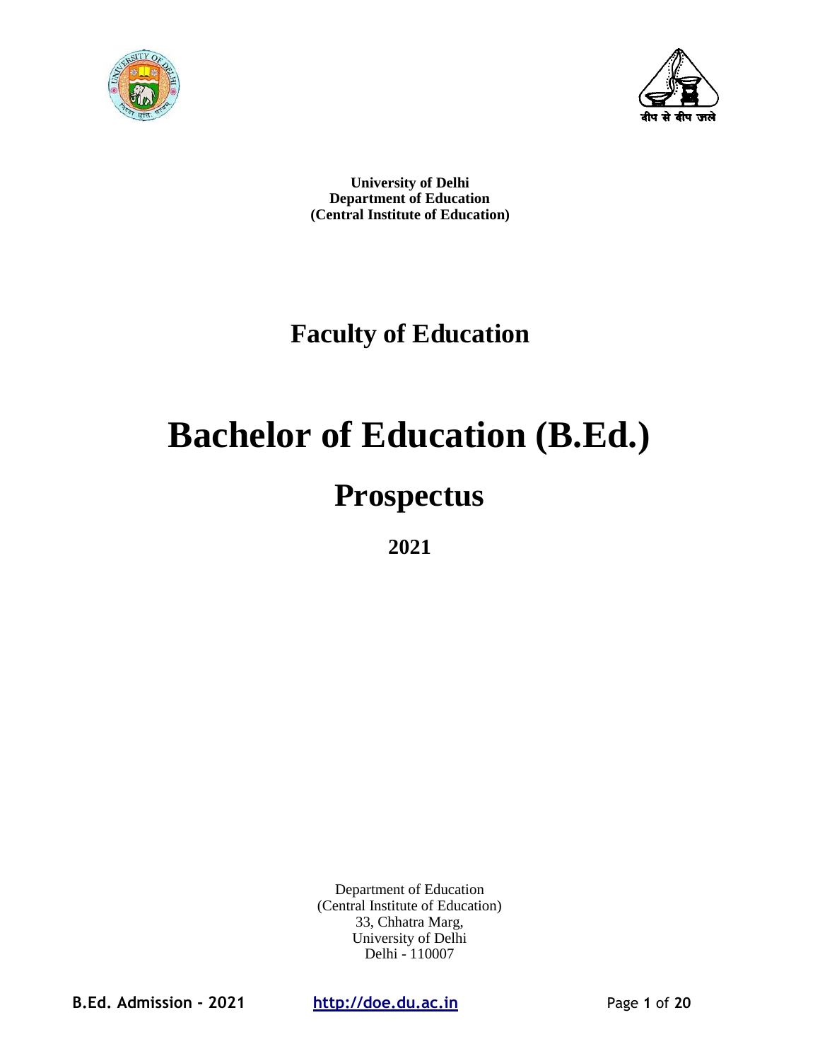**University of Delhi**
**Department of Education**
**(Central Institute of Education)**

## Faculty of Education

# Bachelor of Education (B.Ed.)

## Prospectus

**2021**

Department of Education
(Central Institute of Education)
33, Chhatra Marg,
University of Delhi
Delhi - 110007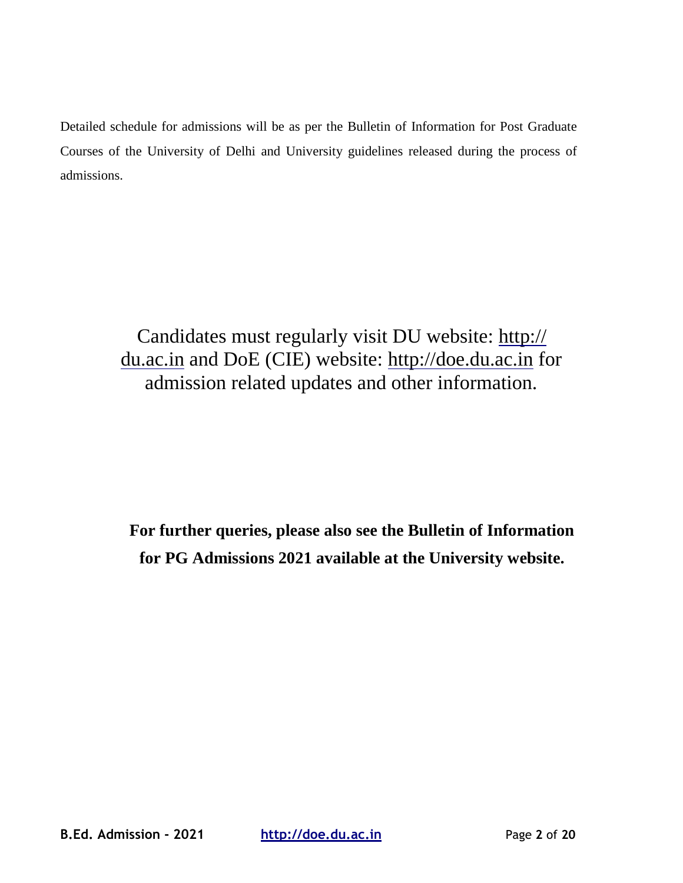Detailed schedule for admissions will be as per the Bulletin of Information for Post Graduate Courses of the University of Delhi and University guidelines released during the process of admissions.

Candidates must regularly visit DU website: http://du.ac.in and DoE (CIE) website: http://doe.du.ac.in for admission related updates and other information.

**For further queries, please also see the Bulletin of Information for PG Admissions 2021 available at the University website.**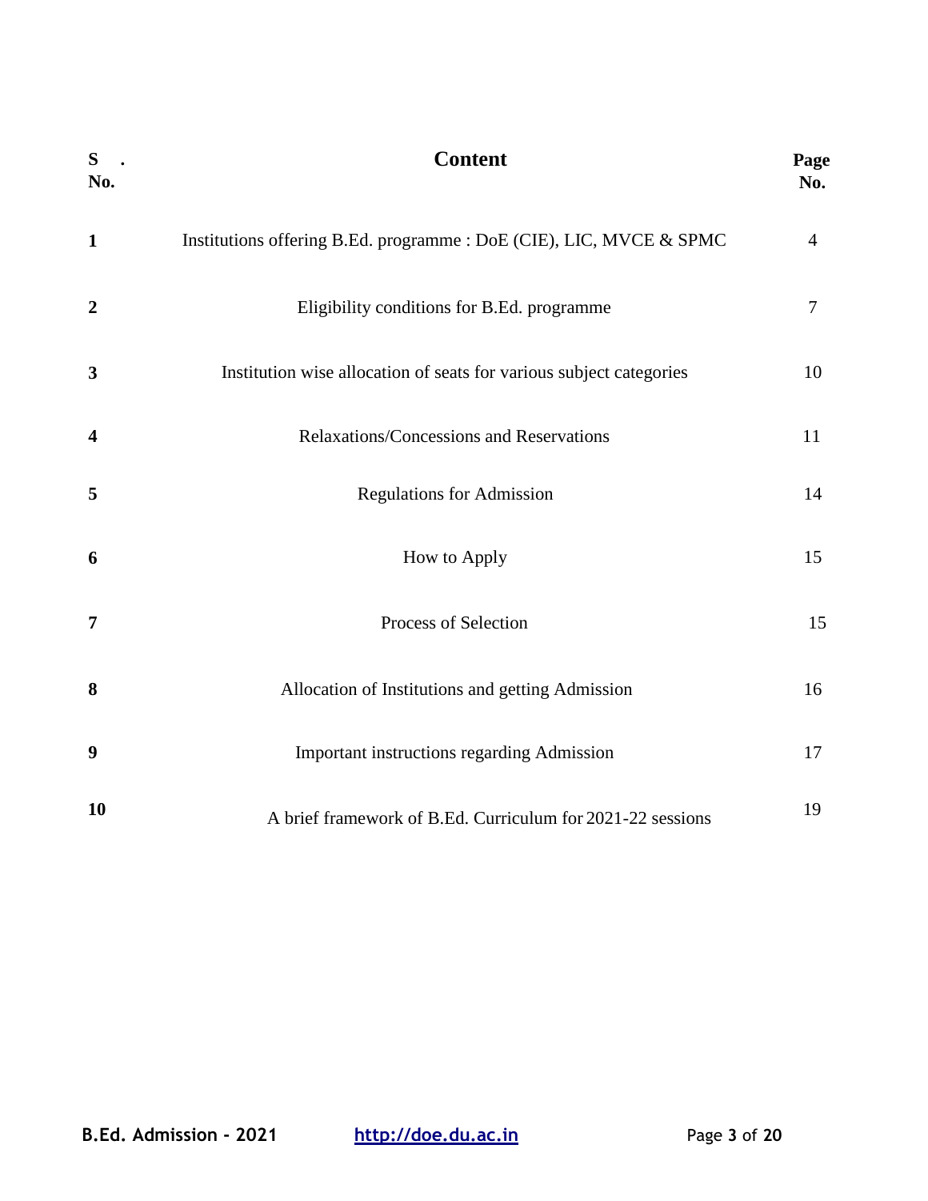| S. No. | Content | Page No. |
|---|---|---|
| 1 | Institutions offering B.Ed. programme : DoE (CIE), LIC, MVCE & SPMC | 4 |
| 2 | Eligibility conditions for B.Ed. programme | 7 |
| 3 | Institution wise allocation of seats for various subject categories | 10 |
| 4 | Relaxations/Concessions and Reservations | 11 |
| 5 | Regulations for Admission | 14 |
| 6 | How to Apply | 15 |
| 7 | Process of Selection | 15 |
| 8 | Allocation of Institutions and getting Admission | 16 |
| 9 | Important instructions regarding Admission | 17 |
| 10 | A brief framework of B.Ed. Curriculum for 2021-22 sessions | 19 |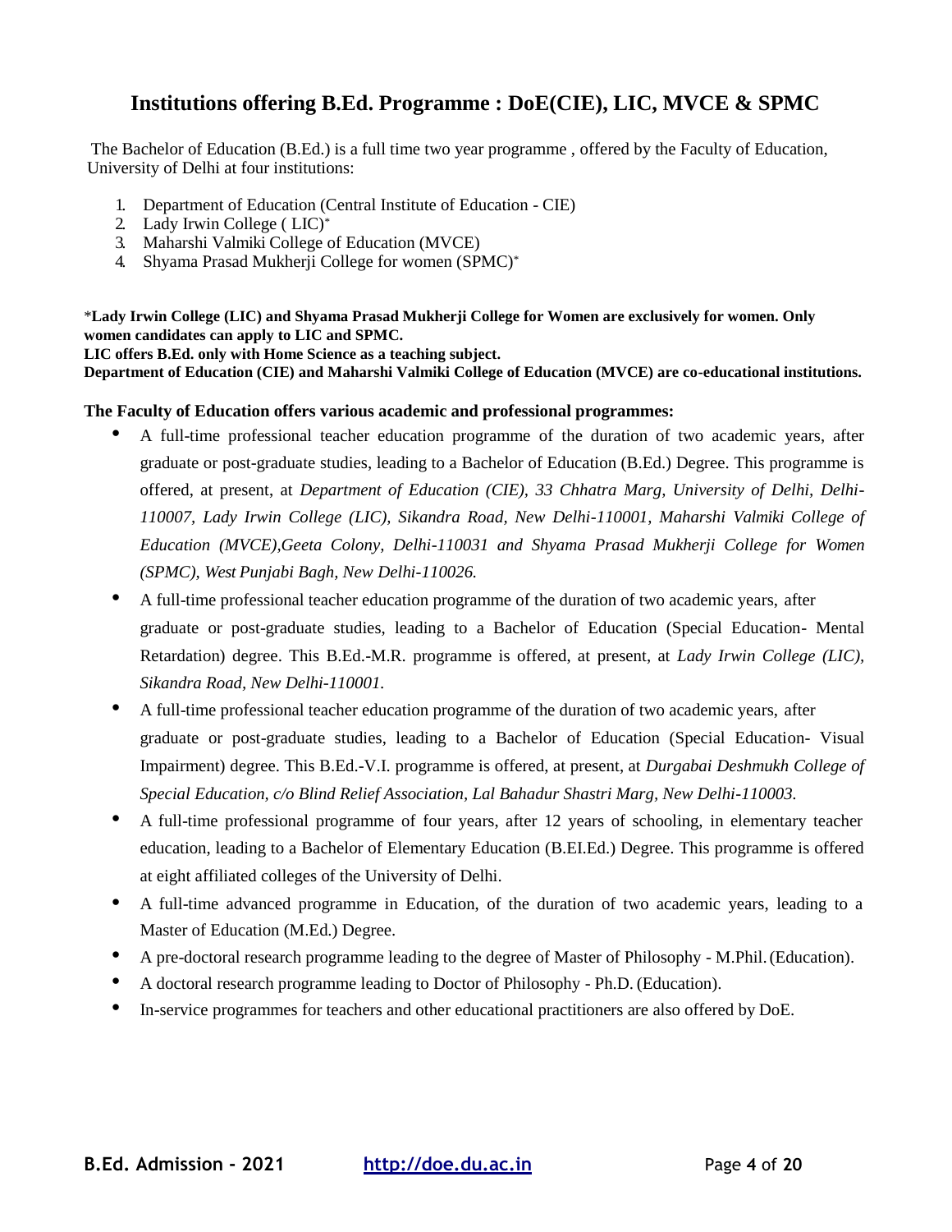## Institutions offering B.Ed. Programme : DoE(CIE), LIC, MVCE & SPMC

The Bachelor of Education (B.Ed.) is a full time two year programme , offered by the Faculty of Education, University of Delhi at four institutions:

1. Department of Education (Central Institute of Education - CIE)
2. Lady Irwin College ( LIC)*
3. Maharshi Valmiki College of Education (MVCE)
4. Shyama Prasad Mukherji College for women (SPMC)*

***Lady Irwin College (LIC) and Shyama Prasad Mukherji College for Women are exclusively for women. Only women candidates can apply to LIC and SPMC.**
**LIC offers B.Ed. only with Home Science as a teaching subject.**
**Department of Education (CIE) and Maharshi Valmiki College of Education (MVCE) are co-educational institutions.**

**The Faculty of Education offers various academic and professional programmes:**

- A full-time professional teacher education programme of the duration of two academic years, after graduate or post-graduate studies, leading to a Bachelor of Education (B.Ed.) Degree. This programme is offered, at present, at *Department of Education (CIE), 33 Chhatra Marg, University of Delhi, Delhi-110007, Lady Irwin College (LIC), Sikandra Road, New Delhi-110001, Maharshi Valmiki College of Education (MVCE),Geeta Colony, Delhi-110031 and Shyama Prasad Mukherji College for Women (SPMC), West Punjabi Bagh, New Delhi-110026.*
- A full-time professional teacher education programme of the duration of two academic years, after graduate or post-graduate studies, leading to a Bachelor of Education (Special Education- Mental Retardation) degree. This B.Ed.-M.R. programme is offered, at present, at *Lady Irwin College (LIC), Sikandra Road, New Delhi-110001.*
- A full-time professional teacher education programme of the duration of two academic years, after graduate or post-graduate studies, leading to a Bachelor of Education (Special Education- Visual Impairment) degree. This B.Ed.-V.I. programme is offered, at present, at *Durgabai Deshmukh College of Special Education, c/o Blind Relief Association, Lal Bahadur Shastri Marg, New Delhi-110003.*
- A full-time professional programme of four years, after 12 years of schooling, in elementary teacher education, leading to a Bachelor of Elementary Education (B.El.Ed.) Degree. This programme is offered at eight affiliated colleges of the University of Delhi.
- A full-time advanced programme in Education, of the duration of two academic years, leading to a Master of Education (M.Ed.) Degree.
- A pre-doctoral research programme leading to the degree of Master of Philosophy - M.Phil. (Education).
- A doctoral research programme leading to Doctor of Philosophy - Ph.D. (Education).
- In-service programmes for teachers and other educational practitioners are also offered by DoE.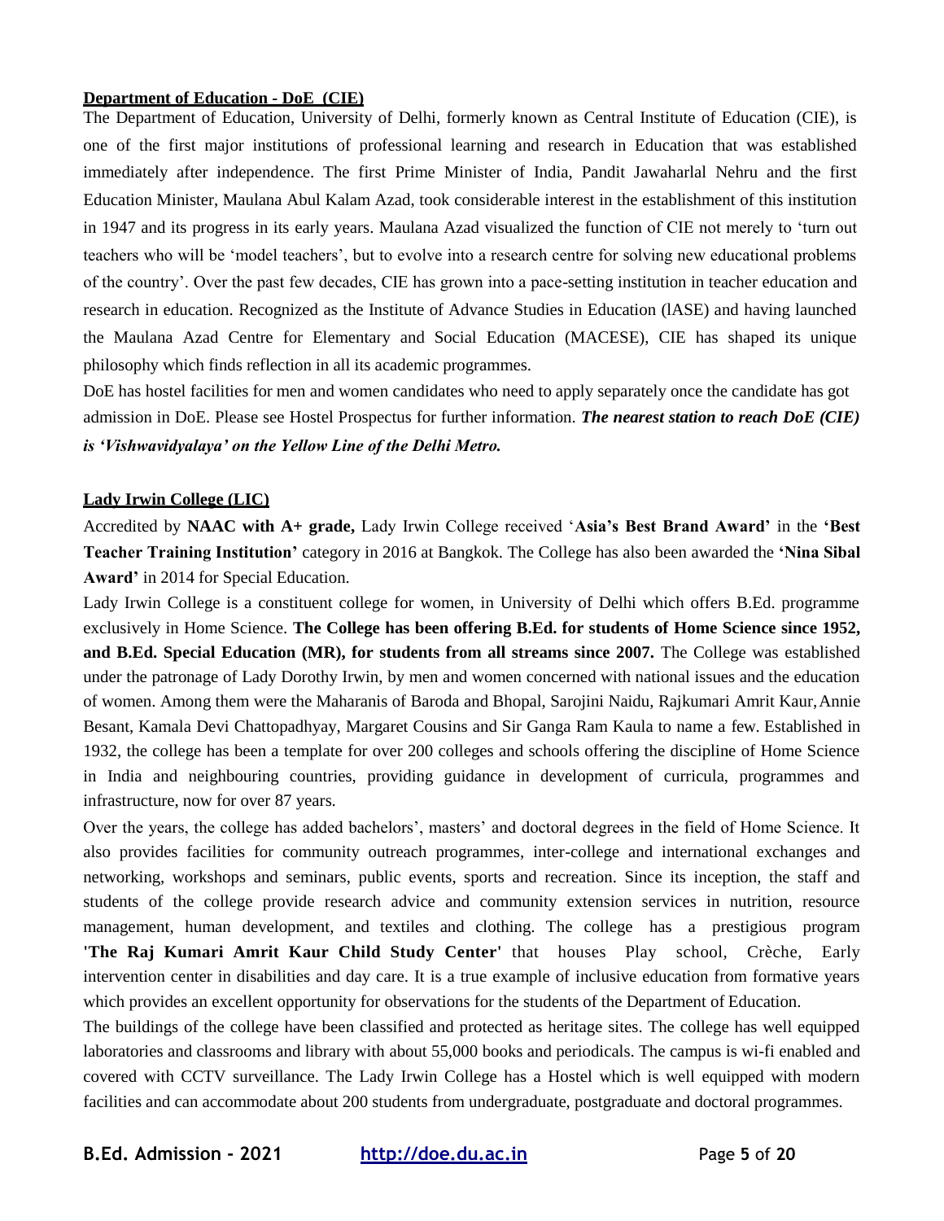## Department of Education - DoE (CIE)

The Department of Education, University of Delhi, formerly known as Central Institute of Education (CIE), is one of the first major institutions of professional learning and research in Education that was established immediately after independence. The first Prime Minister of India, Pandit Jawaharlal Nehru and the first Education Minister, Maulana Abul Kalam Azad, took considerable interest in the establishment of this institution in 1947 and its progress in its early years. Maulana Azad visualized the function of CIE not merely to 'turn out teachers who will be 'model teachers', but to evolve into a research centre for solving new educational problems of the country'. Over the past few decades, CIE has grown into a pace-setting institution in teacher education and research in education. Recognized as the Institute of Advance Studies in Education (lASE) and having launched the Maulana Azad Centre for Elementary and Social Education (MACESE), CIE has shaped its unique philosophy which finds reflection in all its academic programmes.

DoE has hostel facilities for men and women candidates who need to apply separately once the candidate has got admission in DoE. Please see Hostel Prospectus for further information. ***The nearest station to reach DoE (CIE) is 'Vishwavidyalaya' on the Yellow Line of the Delhi Metro.***

## Lady Irwin College (LIC)

Accredited by **NAAC with A+ grade,** Lady Irwin College received '**Asia's Best Brand Award'** in the **'Best Teacher Training Institution'** category in 2016 at Bangkok. The College has also been awarded the **'Nina Sibal Award'** in 2014 for Special Education.

Lady Irwin College is a constituent college for women, in University of Delhi which offers B.Ed. programme exclusively in Home Science. **The College has been offering B.Ed. for students of Home Science since 1952, and B.Ed. Special Education (MR), for students from all streams since 2007.** The College was established under the patronage of Lady Dorothy Irwin, by men and women concerned with national issues and the education of women. Among them were the Maharanis of Baroda and Bhopal, Sarojini Naidu, Rajkumari Amrit Kaur, Annie Besant, Kamala Devi Chattopadhyay, Margaret Cousins and Sir Ganga Ram Kaula to name a few. Established in 1932, the college has been a template for over 200 colleges and schools offering the discipline of Home Science in India and neighbouring countries, providing guidance in development of curricula, programmes and infrastructure, now for over 87 years.

Over the years, the college has added bachelors', masters' and doctoral degrees in the field of Home Science. It also provides facilities for community outreach programmes, inter-college and international exchanges and networking, workshops and seminars, public events, sports and recreation. Since its inception, the staff and students of the college provide research advice and community extension services in nutrition, resource management, human development, and textiles and clothing. The college has a prestigious program **'The Raj Kumari Amrit Kaur Child Study Center'** that houses Play school, Crèche, Early intervention center in disabilities and day care. It is a true example of inclusive education from formative years which provides an excellent opportunity for observations for the students of the Department of Education.

The buildings of the college have been classified and protected as heritage sites. The college has well equipped laboratories and classrooms and library with about 55,000 books and periodicals. The campus is wi-fi enabled and covered with CCTV surveillance. The Lady Irwin College has a Hostel which is well equipped with modern facilities and can accommodate about 200 students from undergraduate, postgraduate and doctoral programmes.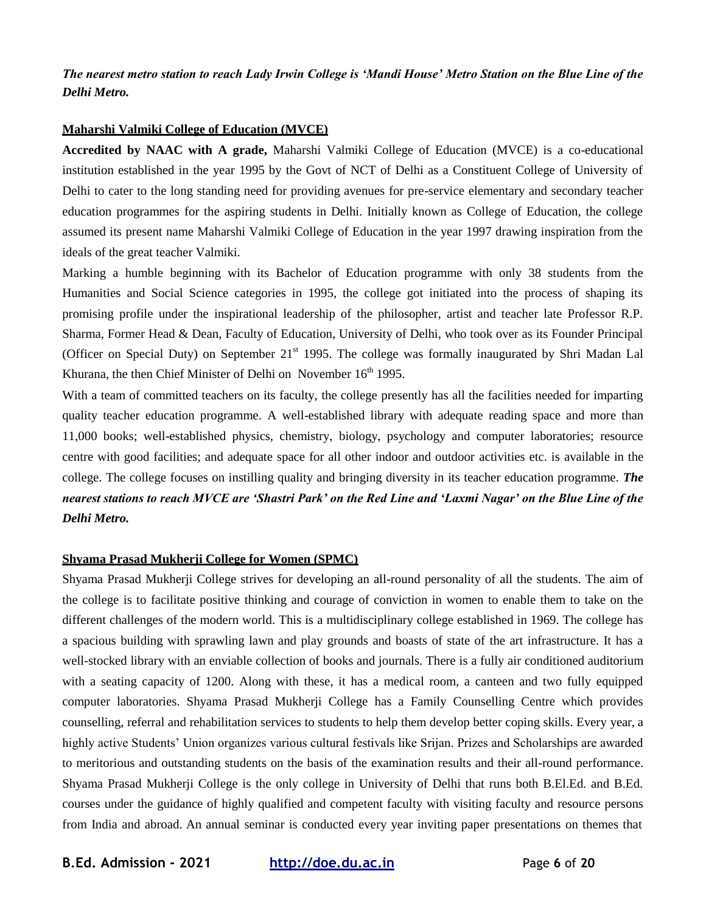***The nearest metro station to reach Lady Irwin College is 'Mandi House' Metro Station on the Blue Line of the Delhi Metro.***

## Maharshi Valmiki College of Education (MVCE)

**Accredited by NAAC with A grade,** Maharshi Valmiki College of Education (MVCE) is a co-educational institution established in the year 1995 by the Govt of NCT of Delhi as a Constituent College of University of Delhi to cater to the long standing need for providing avenues for pre-service elementary and secondary teacher education programmes for the aspiring students in Delhi. Initially known as College of Education, the college assumed its present name Maharshi Valmiki College of Education in the year 1997 drawing inspiration from the ideals of the great teacher Valmiki.

Marking a humble beginning with its Bachelor of Education programme with only 38 students from the Humanities and Social Science categories in 1995, the college got initiated into the process of shaping its promising profile under the inspirational leadership of the philosopher, artist and teacher late Professor R.P. Sharma, Former Head & Dean, Faculty of Education, University of Delhi, who took over as its Founder Principal (Officer on Special Duty) on September 21st 1995. The college was formally inaugurated by Shri Madan Lal Khurana, the then Chief Minister of Delhi on November 16th 1995.

With a team of committed teachers on its faculty, the college presently has all the facilities needed for imparting quality teacher education programme. A well-established library with adequate reading space and more than 11,000 books; well-established physics, chemistry, biology, psychology and computer laboratories; resource centre with good facilities; and adequate space for all other indoor and outdoor activities etc. is available in the college. The college focuses on instilling quality and bringing diversity in its teacher education programme. ***The nearest stations to reach MVCE are 'Shastri Park' on the Red Line and 'Laxmi Nagar' on the Blue Line of the Delhi Metro.***

## Shyama Prasad Mukherji College for Women (SPMC)

Shyama Prasad Mukherji College strives for developing an all-round personality of all the students. The aim of the college is to facilitate positive thinking and courage of conviction in women to enable them to take on the different challenges of the modern world. This is a multidisciplinary college established in 1969. The college has a spacious building with sprawling lawn and play grounds and boasts of state of the art infrastructure. It has a well-stocked library with an enviable collection of books and journals. There is a fully air conditioned auditorium with a seating capacity of 1200. Along with these, it has a medical room, a canteen and two fully equipped computer laboratories. Shyama Prasad Mukherji College has a Family Counselling Centre which provides counselling, referral and rehabilitation services to students to help them develop better coping skills. Every year, a highly active Students' Union organizes various cultural festivals like Srijan. Prizes and Scholarships are awarded to meritorious and outstanding students on the basis of the examination results and their all-round performance. Shyama Prasad Mukherji College is the only college in University of Delhi that runs both B.El.Ed. and B.Ed. courses under the guidance of highly qualified and competent faculty with visiting faculty and resource persons from India and abroad. An annual seminar is conducted every year inviting paper presentations on themes that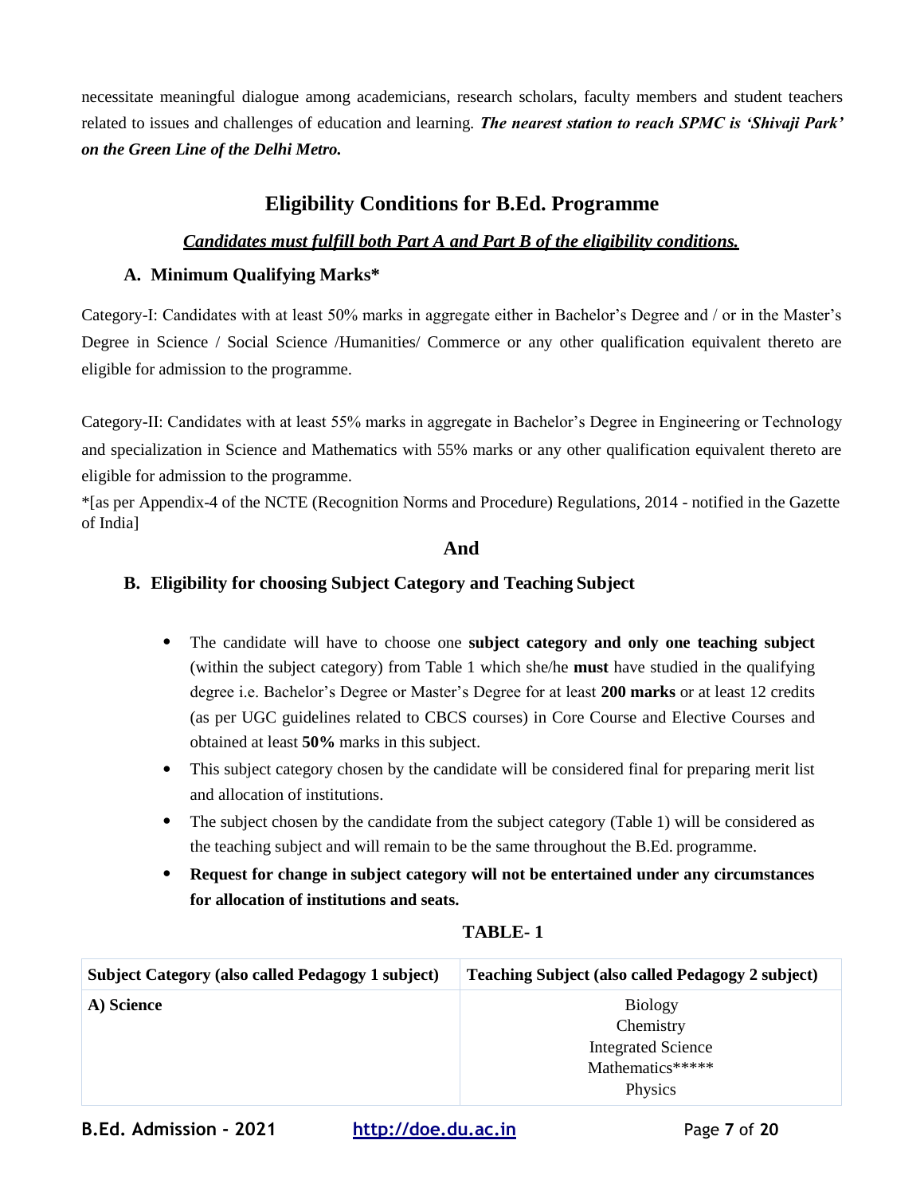necessitate meaningful dialogue among academicians, research scholars, faculty members and student teachers related to issues and challenges of education and learning. ***The nearest station to reach SPMC is 'Shivaji Park' on the Green Line of the Delhi Metro.***

## Eligibility Conditions for B.Ed. Programme

***Candidates must fulfill both Part A and Part B of the eligibility conditions.***

### A. Minimum Qualifying Marks*

Category-I: Candidates with at least 50% marks in aggregate either in Bachelor's Degree and / or in the Master's Degree in Science / Social Science /Humanities/ Commerce or any other qualification equivalent thereto are eligible for admission to the programme.

Category-II: Candidates with at least 55% marks in aggregate in Bachelor's Degree in Engineering or Technology and specialization in Science and Mathematics with 55% marks or any other qualification equivalent thereto are eligible for admission to the programme.

*[as per Appendix-4 of the NCTE (Recognition Norms and Procedure) Regulations, 2014 - notified in the Gazette of India]

**And**

### B. Eligibility for choosing Subject Category and Teaching Subject

- The candidate will have to choose one **subject category and only one teaching subject** (within the subject category) from Table 1 which she/he **must** have studied in the qualifying degree i.e. Bachelor's Degree or Master's Degree for at least **200 marks** or at least 12 credits (as per UGC guidelines related to CBCS courses) in Core Course and Elective Courses and obtained at least **50%** marks in this subject.
- This subject category chosen by the candidate will be considered final for preparing merit list and allocation of institutions.
- The subject chosen by the candidate from the subject category (Table 1) will be considered as the teaching subject and will remain to be the same throughout the B.Ed. programme.
- **Request for change in subject category will not be entertained under any circumstances for allocation of institutions and seats.**

**TABLE- 1**

| Subject Category (also called Pedagogy 1 subject) | Teaching Subject (also called Pedagogy 2 subject) |
|---|---|
| **A) Science** | Biology<br>Chemistry<br>Integrated Science<br>Mathematics*****<br>Physics |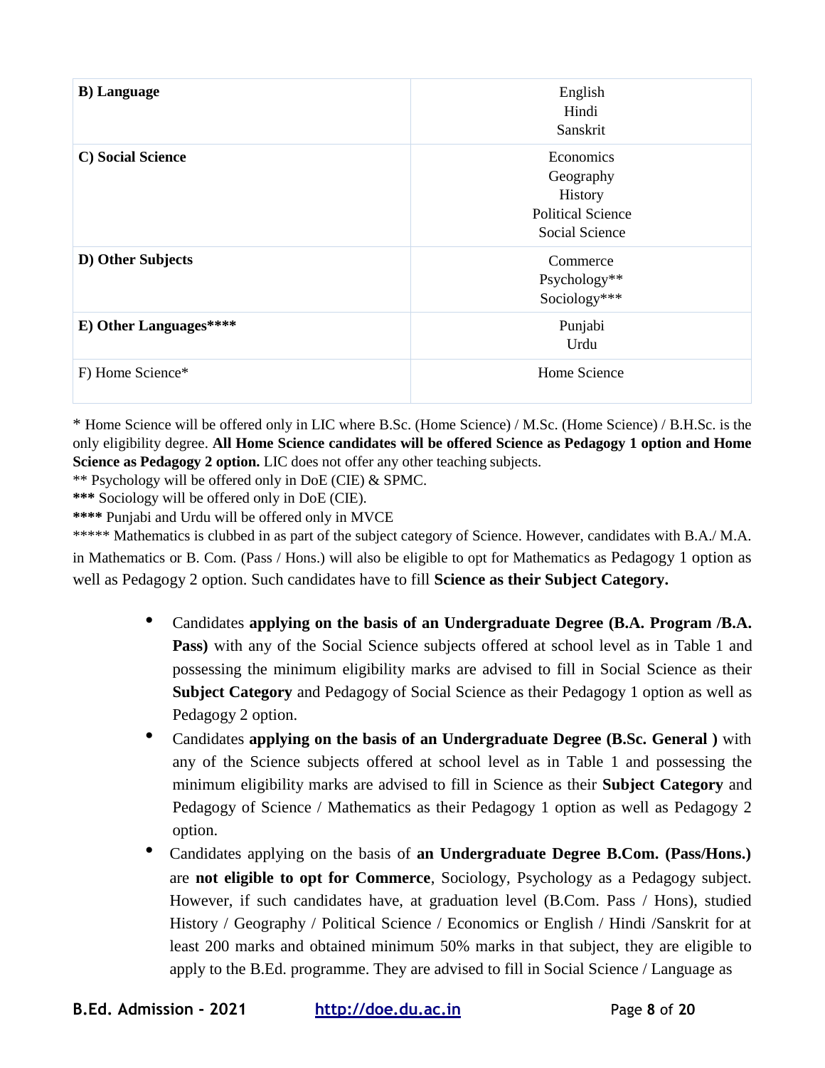| **B) Language** | English<br>Hindi<br>Sanskrit |
|---|---|
| **C) Social Science** | Economics<br>Geography<br>History<br>Political Science<br>Social Science |
| **D) Other Subjects** | Commerce<br>Psychology**<br>Sociology*** |
| **E) Other Languages******** | Punjabi<br>Urdu |
| F) Home Science* | Home Science |

* Home Science will be offered only in LIC where B.Sc. (Home Science) / M.Sc. (Home Science) / B.H.Sc. is the only eligibility degree. **All Home Science candidates will be offered Science as Pedagogy 1 option and Home Science as Pedagogy 2 option.** LIC does not offer any other teaching subjects.

** Psychology will be offered only in DoE (CIE) & SPMC.

**\*\*\*** Sociology will be offered only in DoE (CIE).

**\*\*\*\*** Punjabi and Urdu will be offered only in MVCE

\*\*\*\*\* Mathematics is clubbed in as part of the subject category of Science. However, candidates with B.A./ M.A. in Mathematics or B. Com. (Pass / Hons.) will also be eligible to opt for Mathematics as Pedagogy 1 option as well as Pedagogy 2 option. Such candidates have to fill **Science as their Subject Category.**

- Candidates **applying on the basis of an Undergraduate Degree (B.A. Program /B.A. Pass)** with any of the Social Science subjects offered at school level as in Table 1 and possessing the minimum eligibility marks are advised to fill in Social Science as their **Subject Category** and Pedagogy of Social Science as their Pedagogy 1 option as well as Pedagogy 2 option.
- Candidates **applying on the basis of an Undergraduate Degree (B.Sc. General )** with any of the Science subjects offered at school level as in Table 1 and possessing the minimum eligibility marks are advised to fill in Science as their **Subject Category** and Pedagogy of Science / Mathematics as their Pedagogy 1 option as well as Pedagogy 2 option.
- Candidates applying on the basis of **an Undergraduate Degree B.Com. (Pass/Hons.)** are **not eligible to opt for Commerce**, Sociology, Psychology as a Pedagogy subject. However, if such candidates have, at graduation level (B.Com. Pass / Hons), studied History / Geography / Political Science / Economics or English / Hindi /Sanskrit for at least 200 marks and obtained minimum 50% marks in that subject, they are eligible to apply to the B.Ed. programme. They are advised to fill in Social Science / Language as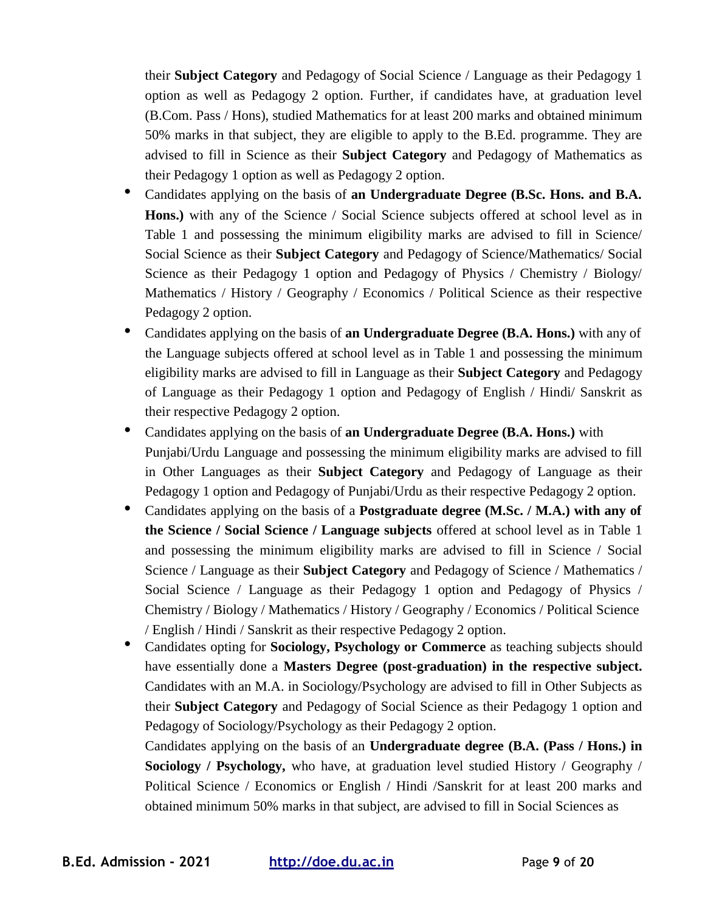their **Subject Category** and Pedagogy of Social Science / Language as their Pedagogy 1 option as well as Pedagogy 2 option. Further, if candidates have, at graduation level (B.Com. Pass / Hons), studied Mathematics for at least 200 marks and obtained minimum 50% marks in that subject, they are eligible to apply to the B.Ed. programme. They are advised to fill in Science as their **Subject Category** and Pedagogy of Mathematics as their Pedagogy 1 option as well as Pedagogy 2 option.

- Candidates applying on the basis of **an Undergraduate Degree (B.Sc. Hons. and B.A. Hons.)** with any of the Science / Social Science subjects offered at school level as in Table 1 and possessing the minimum eligibility marks are advised to fill in Science/ Social Science as their **Subject Category** and Pedagogy of Science/Mathematics/ Social Science as their Pedagogy 1 option and Pedagogy of Physics / Chemistry / Biology/ Mathematics / History / Geography / Economics / Political Science as their respective Pedagogy 2 option.
- Candidates applying on the basis of **an Undergraduate Degree (B.A. Hons.)** with any of the Language subjects offered at school level as in Table 1 and possessing the minimum eligibility marks are advised to fill in Language as their **Subject Category** and Pedagogy of Language as their Pedagogy 1 option and Pedagogy of English / Hindi/ Sanskrit as their respective Pedagogy 2 option.
- Candidates applying on the basis of **an Undergraduate Degree (B.A. Hons.)** with Punjabi/Urdu Language and possessing the minimum eligibility marks are advised to fill in Other Languages as their **Subject Category** and Pedagogy of Language as their Pedagogy 1 option and Pedagogy of Punjabi/Urdu as their respective Pedagogy 2 option.
- Candidates applying on the basis of a **Postgraduate degree (M.Sc. / M.A.) with any of the Science / Social Science / Language subjects** offered at school level as in Table 1 and possessing the minimum eligibility marks are advised to fill in Science / Social Science / Language as their **Subject Category** and Pedagogy of Science / Mathematics / Social Science / Language as their Pedagogy 1 option and Pedagogy of Physics / Chemistry / Biology / Mathematics / History / Geography / Economics / Political Science / English / Hindi / Sanskrit as their respective Pedagogy 2 option.
- Candidates opting for **Sociology, Psychology or Commerce** as teaching subjects should have essentially done a **Masters Degree (post-graduation) in the respective subject.** Candidates with an M.A. in Sociology/Psychology are advised to fill in Other Subjects as their **Subject Category** and Pedagogy of Social Science as their Pedagogy 1 option and Pedagogy of Sociology/Psychology as their Pedagogy 2 option.

  Candidates applying on the basis of an **Undergraduate degree (B.A. (Pass / Hons.) in Sociology / Psychology,** who have, at graduation level studied History / Geography / Political Science / Economics or English / Hindi /Sanskrit for at least 200 marks and obtained minimum 50% marks in that subject, are advised to fill in Social Sciences as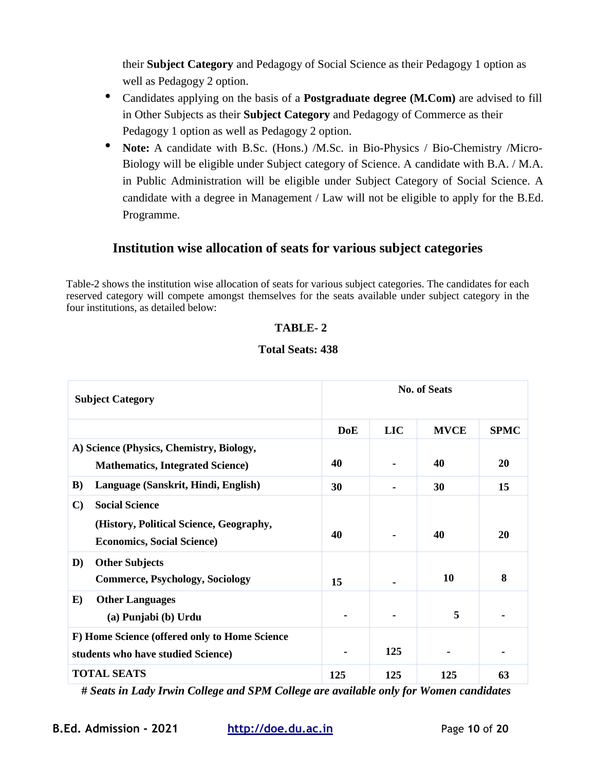their **Subject Category** and Pedagogy of Social Science as their Pedagogy 1 option as well as Pedagogy 2 option.

- Candidates applying on the basis of a **Postgraduate degree (M.Com)** are advised to fill in Other Subjects as their **Subject Category** and Pedagogy of Commerce as their Pedagogy 1 option as well as Pedagogy 2 option.
- **Note:** A candidate with B.Sc. (Hons.) /M.Sc. in Bio-Physics / Bio-Chemistry /Micro-Biology will be eligible under Subject category of Science. A candidate with B.A. / M.A. in Public Administration will be eligible under Subject Category of Social Science. A candidate with a degree in Management / Law will not be eligible to apply for the B.Ed. Programme.

## Institution wise allocation of seats for various subject categories

Table-2 shows the institution wise allocation of seats for various subject categories. The candidates for each reserved category will compete amongst themselves for the seats available under subject category in the four institutions, as detailed below:

**TABLE- 2**

**Total Seats: 438**

| **Subject Category** | **No. of Seats** | | | |
|---|---|---|---|---|
| | **DoE** | **LIC** | **MVCE** | **SPMC** |
| **A) Science (Physics, Chemistry, Biology, Mathematics, Integrated Science)** | **40** | **-** | **40** | **20** |
| **B) Language (Sanskrit, Hindi, English)** | **30** | **-** | **30** | **15** |
| **C) Social Science (History, Political Science, Geography, Economics, Social Science)** | **40** | **-** | **40** | **20** |
| **D) Other Subjects Commerce, Psychology, Sociology** | **15** | **-** | **10** | **8** |
| **E) Other Languages (a) Punjabi (b) Urdu** | **-** | **-** | **5** | **-** |
| **F) Home Science (offered only to Home Science students who have studied Science)** | **-** | **125** | **-** | **-** |
| **TOTAL SEATS** | **125** | **125** | **125** | **63** |

***# Seats in Lady Irwin College and SPM College are available only for Women candidates***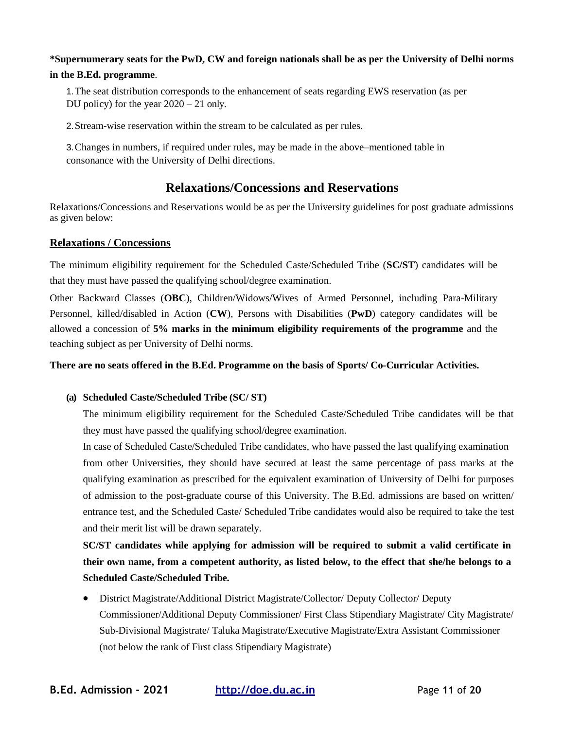**\*Supernumerary seats for the PwD, CW and foreign nationals shall be as per the University of Delhi norms in the B.Ed. programme**.

1. The seat distribution corresponds to the enhancement of seats regarding EWS reservation (as per DU policy) for the year 2020 – 21 only.

2. Stream-wise reservation within the stream to be calculated as per rules.

3. Changes in numbers, if required under rules, may be made in the above–mentioned table in consonance with the University of Delhi directions.

## Relaxations/Concessions and Reservations

Relaxations/Concessions and Reservations would be as per the University guidelines for post graduate admissions as given below:

### Relaxations / Concessions

The minimum eligibility requirement for the Scheduled Caste/Scheduled Tribe (**SC/ST**) candidates will be that they must have passed the qualifying school/degree examination.

Other Backward Classes (**OBC**), Children/Widows/Wives of Armed Personnel, including Para-Military Personnel, killed/disabled in Action (**CW**), Persons with Disabilities (**PwD**) category candidates will be allowed a concession of **5% marks in the minimum eligibility requirements of the programme** and the teaching subject as per University of Delhi norms.

**There are no seats offered in the B.Ed. Programme on the basis of Sports/ Co-Curricular Activities.**

**(a) Scheduled Caste/Scheduled Tribe (SC/ ST)**

The minimum eligibility requirement for the Scheduled Caste/Scheduled Tribe candidates will be that they must have passed the qualifying school/degree examination.

In case of Scheduled Caste/Scheduled Tribe candidates, who have passed the last qualifying examination from other Universities, they should have secured at least the same percentage of pass marks at the qualifying examination as prescribed for the equivalent examination of University of Delhi for purposes of admission to the post-graduate course of this University. The B.Ed. admissions are based on written/ entrance test, and the Scheduled Caste/ Scheduled Tribe candidates would also be required to take the test and their merit list will be drawn separately.

**SC/ST candidates while applying for admission will be required to submit a valid certificate in their own name, from a competent authority, as listed below, to the effect that she/he belongs to a Scheduled Caste/Scheduled Tribe.**

- District Magistrate/Additional District Magistrate/Collector/ Deputy Collector/ Deputy Commissioner/Additional Deputy Commissioner/ First Class Stipendiary Magistrate/ City Magistrate/ Sub-Divisional Magistrate/ Taluka Magistrate/Executive Magistrate/Extra Assistant Commissioner (not below the rank of First class Stipendiary Magistrate)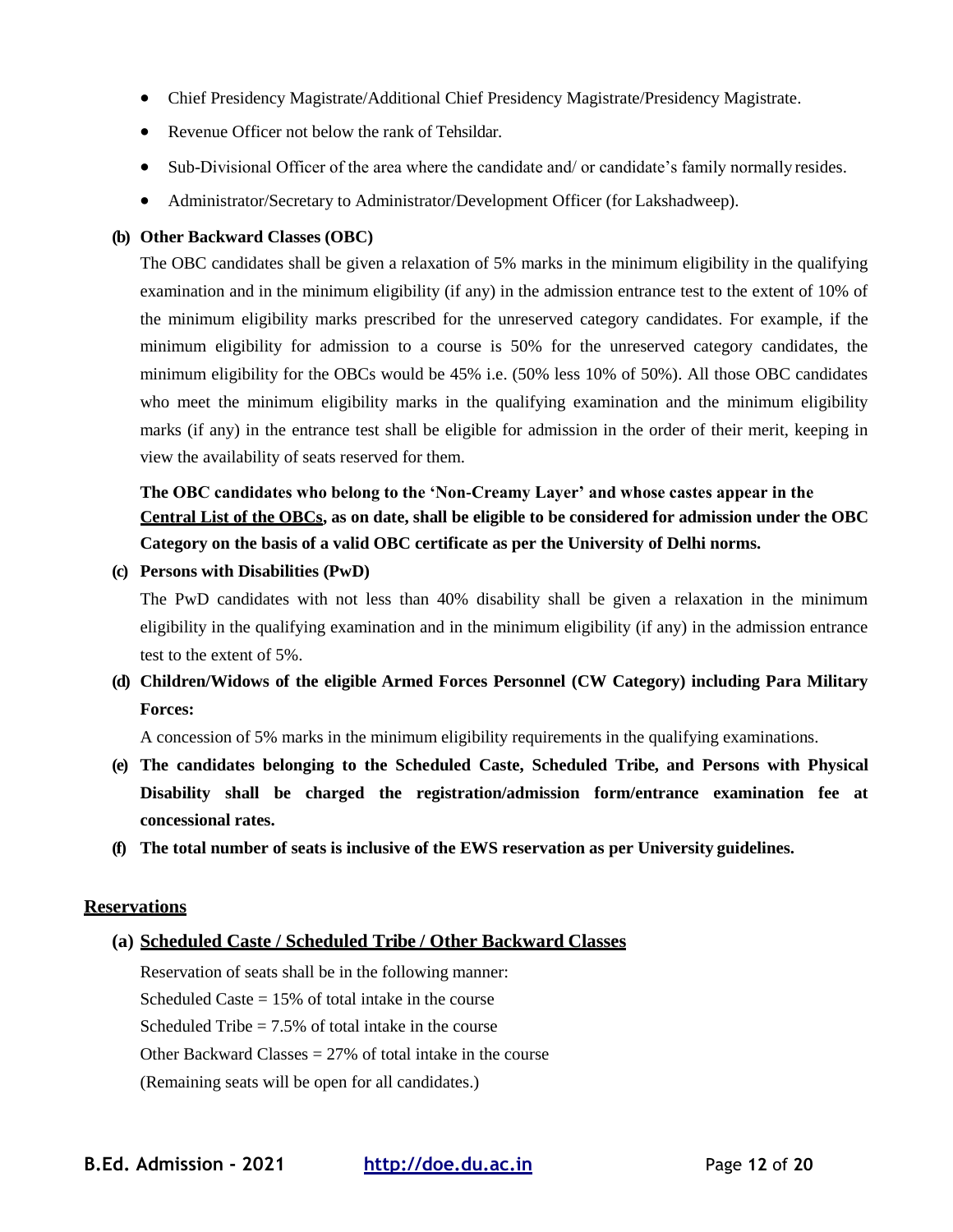- Chief Presidency Magistrate/Additional Chief Presidency Magistrate/Presidency Magistrate.
- Revenue Officer not below the rank of Tehsildar.
- Sub-Divisional Officer of the area where the candidate and/ or candidate's family normally resides.
- Administrator/Secretary to Administrator/Development Officer (for Lakshadweep).

**(b) Other Backward Classes (OBC)**

The OBC candidates shall be given a relaxation of 5% marks in the minimum eligibility in the qualifying examination and in the minimum eligibility (if any) in the admission entrance test to the extent of 10% of the minimum eligibility marks prescribed for the unreserved category candidates. For example, if the minimum eligibility for admission to a course is 50% for the unreserved category candidates, the minimum eligibility for the OBCs would be 45% i.e. (50% less 10% of 50%). All those OBC candidates who meet the minimum eligibility marks in the qualifying examination and the minimum eligibility marks (if any) in the entrance test shall be eligible for admission in the order of their merit, keeping in view the availability of seats reserved for them.

**The OBC candidates who belong to the 'Non-Creamy Layer' and whose castes appear in the Central List of the OBCs, as on date, shall be eligible to be considered for admission under the OBC Category on the basis of a valid OBC certificate as per the University of Delhi norms.**

**(c) Persons with Disabilities (PwD)**

The PwD candidates with not less than 40% disability shall be given a relaxation in the minimum eligibility in the qualifying examination and in the minimum eligibility (if any) in the admission entrance test to the extent of 5%.

**(d) Children/Widows of the eligible Armed Forces Personnel (CW Category) including Para Military Forces:**

A concession of 5% marks in the minimum eligibility requirements in the qualifying examinations.

**(e) The candidates belonging to the Scheduled Caste, Scheduled Tribe, and Persons with Physical Disability shall be charged the registration/admission form/entrance examination fee at concessional rates.**

**(f) The total number of seats is inclusive of the EWS reservation as per University guidelines.**

## Reservations

### (a) Scheduled Caste / Scheduled Tribe / Other Backward Classes

Reservation of seats shall be in the following manner:

Scheduled Caste = 15% of total intake in the course

Scheduled Tribe = 7.5% of total intake in the course

Other Backward Classes = 27% of total intake in the course

(Remaining seats will be open for all candidates.)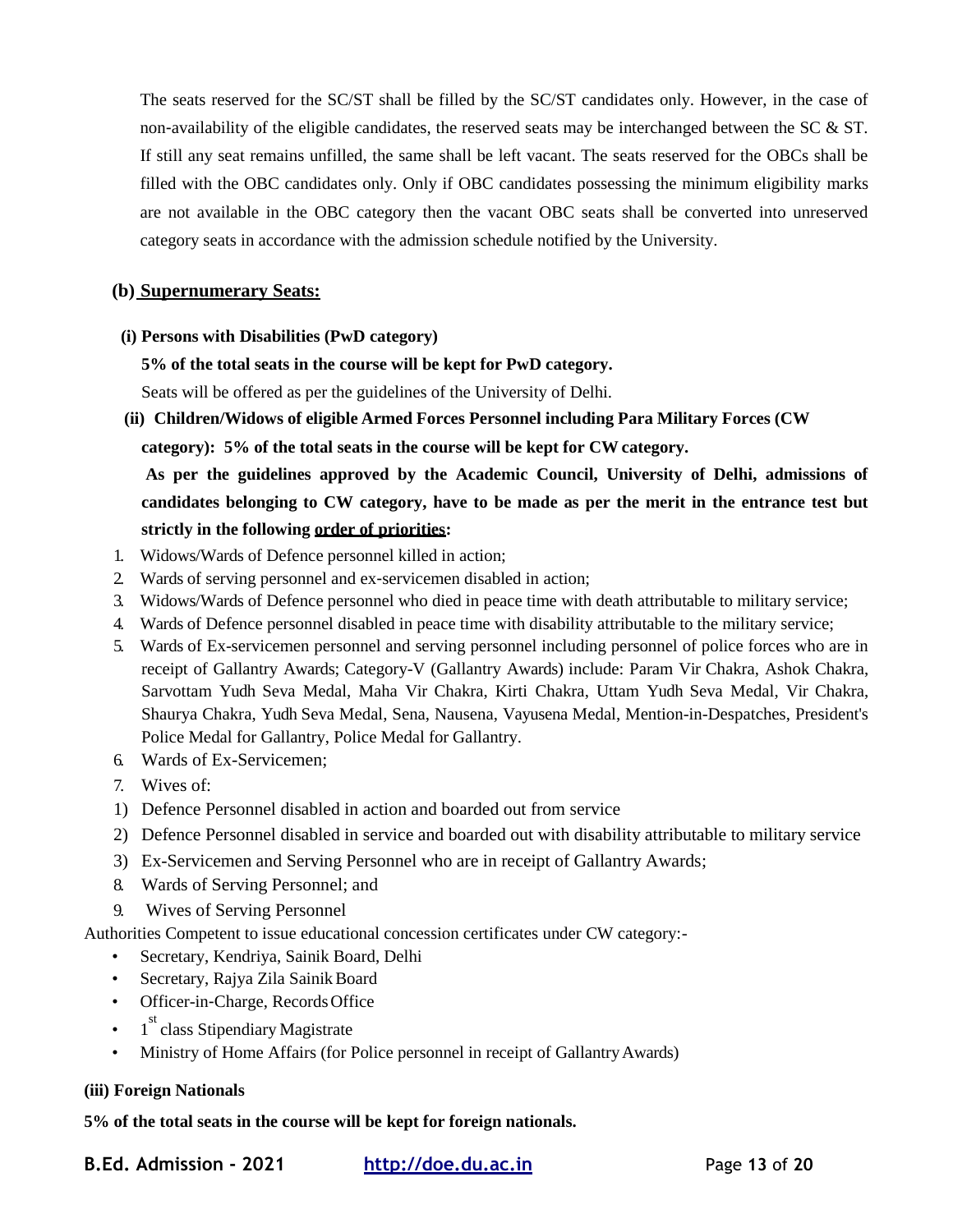The seats reserved for the SC/ST shall be filled by the SC/ST candidates only. However, in the case of non-availability of the eligible candidates, the reserved seats may be interchanged between the SC & ST. If still any seat remains unfilled, the same shall be left vacant. The seats reserved for the OBCs shall be filled with the OBC candidates only. Only if OBC candidates possessing the minimum eligibility marks are not available in the OBC category then the vacant OBC seats shall be converted into unreserved category seats in accordance with the admission schedule notified by the University.

### (b) Supernumerary Seats:

**(i) Persons with Disabilities (PwD category)**

**5% of the total seats in the course will be kept for PwD category.**

Seats will be offered as per the guidelines of the University of Delhi.

**(ii) Children/Widows of eligible Armed Forces Personnel including Para Military Forces (CW category): 5% of the total seats in the course will be kept for CW category.**

**As per the guidelines approved by the Academic Council, University of Delhi, admissions of candidates belonging to CW category, have to be made as per the merit in the entrance test but strictly in the following order of priorities:**

1. Widows/Wards of Defence personnel killed in action;
2. Wards of serving personnel and ex-servicemen disabled in action;
3. Widows/Wards of Defence personnel who died in peace time with death attributable to military service;
4. Wards of Defence personnel disabled in peace time with disability attributable to the military service;
5. Wards of Ex-servicemen personnel and serving personnel including personnel of police forces who are in receipt of Gallantry Awards; Category-V (Gallantry Awards) include: Param Vir Chakra, Ashok Chakra, Sarvottam Yudh Seva Medal, Maha Vir Chakra, Kirti Chakra, Uttam Yudh Seva Medal, Vir Chakra, Shaurya Chakra, Yudh Seva Medal, Sena, Nausena, Vayusena Medal, Mention-in-Despatches, President's Police Medal for Gallantry, Police Medal for Gallantry.
6. Wards of Ex-Servicemen;
7. Wives of:
   1) Defence Personnel disabled in action and boarded out from service
   2) Defence Personnel disabled in service and boarded out with disability attributable to military service
   3) Ex-Servicemen and Serving Personnel who are in receipt of Gallantry Awards;
8. Wards of Serving Personnel; and
9. Wives of Serving Personnel

Authorities Competent to issue educational concession certificates under CW category:-

- Secretary, Kendriya, Sainik Board, Delhi
- Secretary, Rajya Zila Sainik Board
- Officer-in-Charge, Records Office
- 1st class Stipendiary Magistrate
- Ministry of Home Affairs (for Police personnel in receipt of Gallantry Awards)

**(iii) Foreign Nationals**

**5% of the total seats in the course will be kept for foreign nationals.**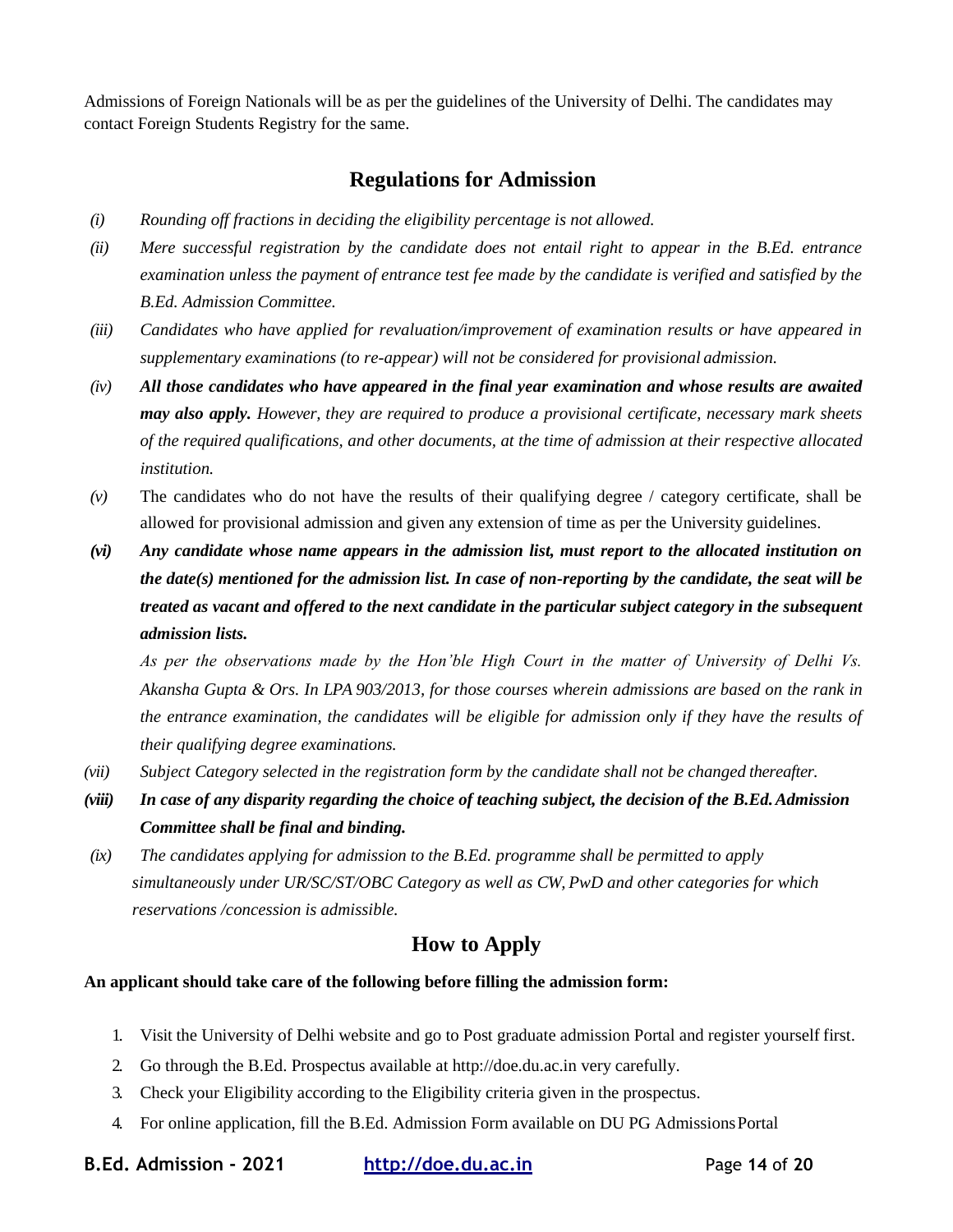Admissions of Foreign Nationals will be as per the guidelines of the University of Delhi. The candidates may contact Foreign Students Registry for the same.

## Regulations for Admission

*(i)* *Rounding off fractions in deciding the eligibility percentage is not allowed.*

*(ii)* *Mere successful registration by the candidate does not entail right to appear in the B.Ed. entrance examination unless the payment of entrance test fee made by the candidate is verified and satisfied by the B.Ed. Admission Committee.*

*(iii)* *Candidates who have applied for revaluation/improvement of examination results or have appeared in supplementary examinations (to re-appear) will not be considered for provisional admission.*

*(iv)* ***All those candidates who have appeared in the final year examination and whose results are awaited may also apply.*** *However, they are required to produce a provisional certificate, necessary mark sheets of the required qualifications, and other documents, at the time of admission at their respective allocated institution.*

*(v)* The candidates who do not have the results of their qualifying degree / category certificate, shall be allowed for provisional admission and given any extension of time as per the University guidelines.

***(vi)*** ***Any candidate whose name appears in the admission list, must report to the allocated institution on the date(s) mentioned for the admission list. In case of non-reporting by the candidate, the seat will be treated as vacant and offered to the next candidate in the particular subject category in the subsequent admission lists.***

*As per the observations made by the Hon'ble High Court in the matter of University of Delhi Vs. Akansha Gupta & Ors. In LPA 903/2013, for those courses wherein admissions are based on the rank in the entrance examination, the candidates will be eligible for admission only if they have the results of their qualifying degree examinations.*

*(vii)* *Subject Category selected in the registration form by the candidate shall not be changed thereafter.*

***(viii)*** ***In case of any disparity regarding the choice of teaching subject, the decision of the B.Ed. Admission Committee shall be final and binding.***

*(ix)* *The candidates applying for admission to the B.Ed. programme shall be permitted to apply simultaneously under UR/SC/ST/OBC Category as well as CW, PwD and other categories for which reservations /concession is admissible.*

## How to Apply

**An applicant should take care of the following before filling the admission form:**

1. Visit the University of Delhi website and go to Post graduate admission Portal and register yourself first.
2. Go through the B.Ed. Prospectus available at http://doe.du.ac.in very carefully.
3. Check your Eligibility according to the Eligibility criteria given in the prospectus.
4. For online application, fill the B.Ed. Admission Form available on DU PG Admissions Portal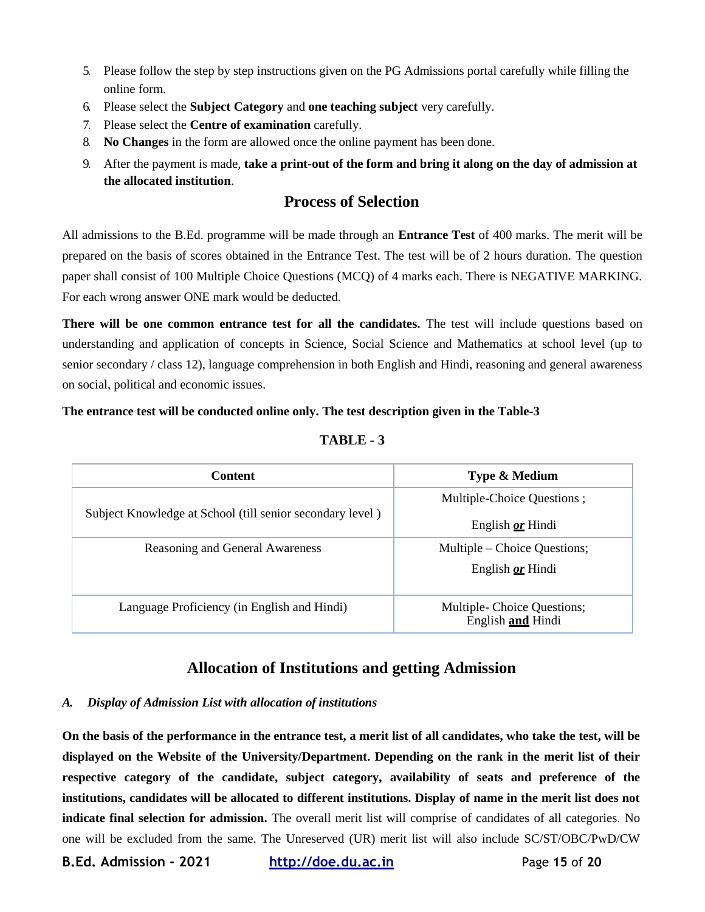5. Please follow the step by step instructions given on the PG Admissions portal carefully while filling the online form.
6. Please select the **Subject Category** and **one teaching subject** very carefully.
7. Please select the **Centre of examination** carefully.
8. **No Changes** in the form are allowed once the online payment has been done.
9. After the payment is made, **take a print-out of the form and bring it along on the day of admission at the allocated institution**.

## Process of Selection

All admissions to the B.Ed. programme will be made through an **Entrance Test** of 400 marks. The merit will be prepared on the basis of scores obtained in the Entrance Test. The test will be of 2 hours duration. The question paper shall consist of 100 Multiple Choice Questions (MCQ) of 4 marks each. There is NEGATIVE MARKING. For each wrong answer ONE mark would be deducted.

**There will be one common entrance test for all the candidates.** The test will include questions based on understanding and application of concepts in Science, Social Science and Mathematics at school level (up to senior secondary / class 12), language comprehension in both English and Hindi, reasoning and general awareness on social, political and economic issues.

**The entrance test will be conducted online only. The test description given in the Table-3**

**TABLE - 3**

| Content | Type & Medium |
|---|---|
| Subject Knowledge at School (till senior secondary level ) | Multiple-Choice Questions ; English ***or*** Hindi |
| Reasoning and General Awareness | Multiple – Choice Questions; English ***or*** Hindi |
| Language Proficiency (in English and Hindi) | Multiple- Choice Questions; English **and** Hindi |

## Allocation of Institutions and getting Admission

### *A. Display of Admission List with allocation of institutions*

**On the basis of the performance in the entrance test, a merit list of all candidates, who take the test, will be displayed on the Website of the University/Department. Depending on the rank in the merit list of their respective category of the candidate, subject category, availability of seats and preference of the institutions, candidates will be allocated to different institutions. Display of name in the merit list does not indicate final selection for admission.** The overall merit list will comprise of candidates of all categories. No one will be excluded from the same. The Unreserved (UR) merit list will also include SC/ST/OBC/PwD/CW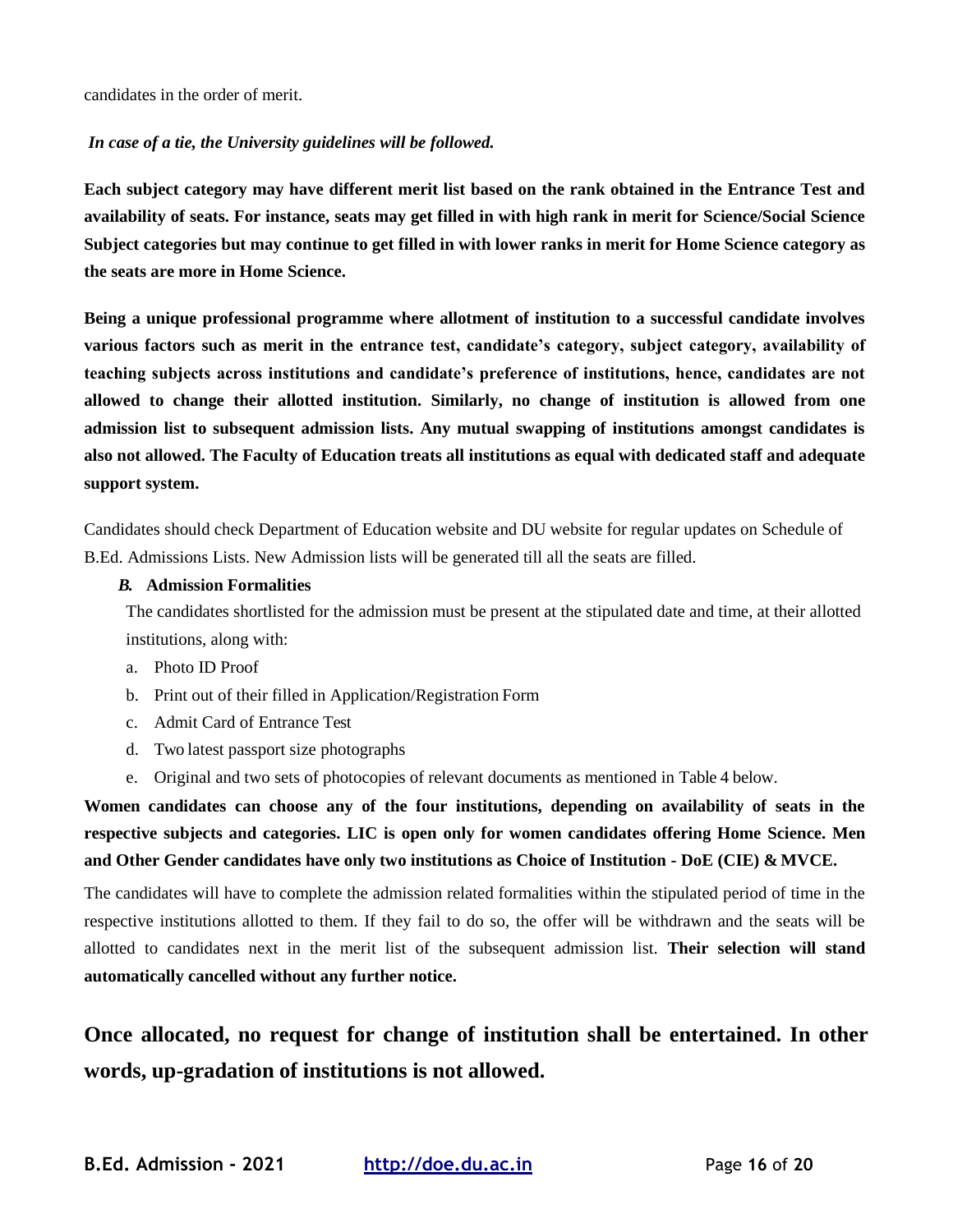candidates in the order of merit.

***In case of a tie, the University guidelines will be followed.***

**Each subject category may have different merit list based on the rank obtained in the Entrance Test and availability of seats. For instance, seats may get filled in with high rank in merit for Science/Social Science Subject categories but may continue to get filled in with lower ranks in merit for Home Science category as the seats are more in Home Science.**

**Being a unique professional programme where allotment of institution to a successful candidate involves various factors such as merit in the entrance test, candidate's category, subject category, availability of teaching subjects across institutions and candidate's preference of institutions, hence, candidates are not allowed to change their allotted institution. Similarly, no change of institution is allowed from one admission list to subsequent admission lists. Any mutual swapping of institutions amongst candidates is also not allowed. The Faculty of Education treats all institutions as equal with dedicated staff and adequate support system.**

Candidates should check Department of Education website and DU website for regular updates on Schedule of B.Ed. Admissions Lists. New Admission lists will be generated till all the seats are filled.

### *B.* Admission Formalities

The candidates shortlisted for the admission must be present at the stipulated date and time, at their allotted institutions, along with:

a. Photo ID Proof
b. Print out of their filled in Application/Registration Form
c. Admit Card of Entrance Test
d. Two latest passport size photographs
e. Original and two sets of photocopies of relevant documents as mentioned in Table 4 below.

**Women candidates can choose any of the four institutions, depending on availability of seats in the respective subjects and categories. LIC is open only for women candidates offering Home Science. Men and Other Gender candidates have only two institutions as Choice of Institution - DoE (CIE) & MVCE.**

The candidates will have to complete the admission related formalities within the stipulated period of time in the respective institutions allotted to them. If they fail to do so, the offer will be withdrawn and the seats will be allotted to candidates next in the merit list of the subsequent admission list. **Their selection will stand automatically cancelled without any further notice.**

## Once allocated, no request for change of institution shall be entertained. In other words, up-gradation of institutions is not allowed.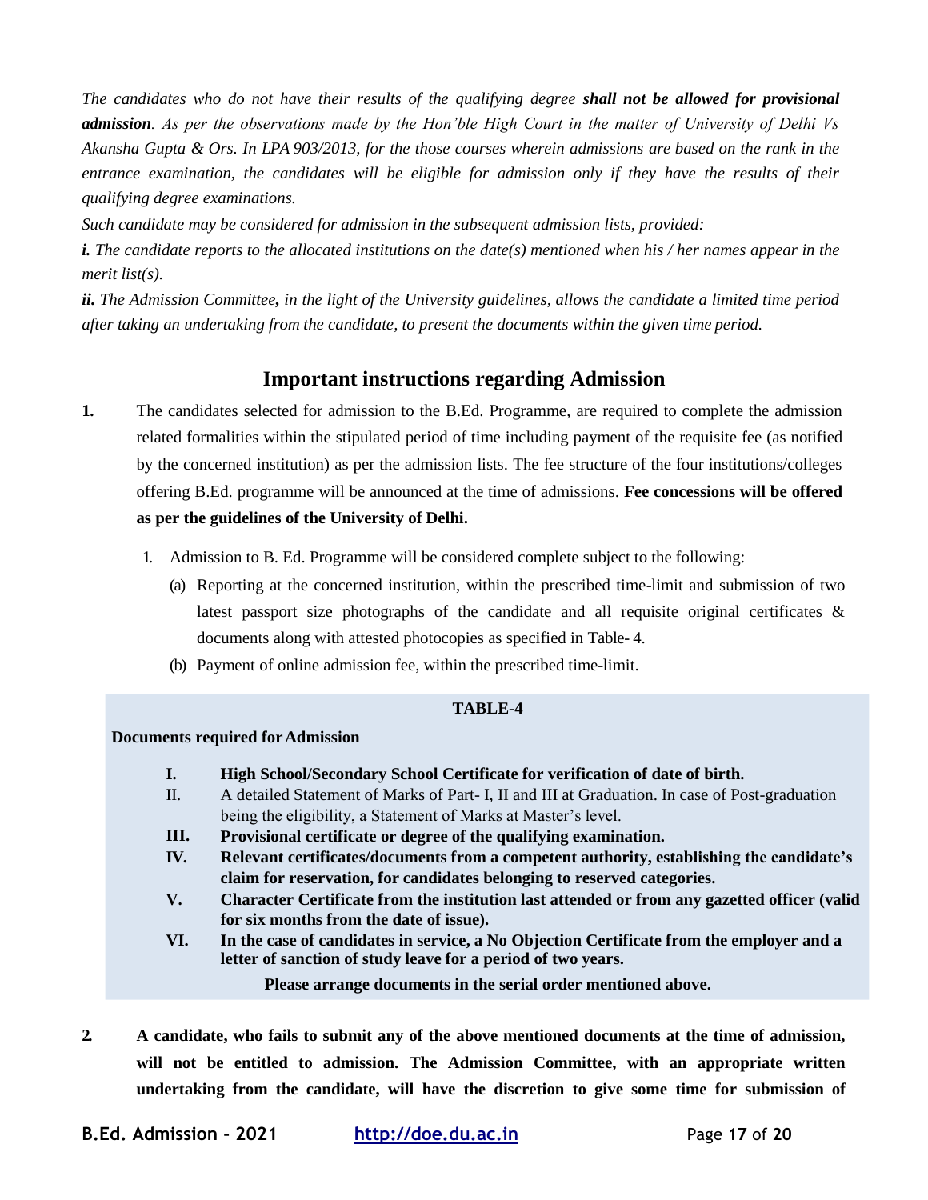*The candidates who do not have their results of the qualifying degree* ***shall not be allowed for provisional admission****. As per the observations made by the Hon'ble High Court in the matter of University of Delhi Vs Akansha Gupta & Ors. In LPA 903/2013, for the those courses wherein admissions are based on the rank in the entrance examination, the candidates will be eligible for admission only if they have the results of their qualifying degree examinations.*

*Such candidate may be considered for admission in the subsequent admission lists, provided:*

***i.*** *The candidate reports to the allocated institutions on the date(s) mentioned when his / her names appear in the merit list(s).*

***ii.*** *The Admission Committee**,** in the light of the University guidelines, allows the candidate a limited time period after taking an undertaking from the candidate, to present the documents within the given time period.*

## Important instructions regarding Admission

**1.** The candidates selected for admission to the B.Ed. Programme, are required to complete the admission related formalities within the stipulated period of time including payment of the requisite fee (as notified by the concerned institution) as per the admission lists. The fee structure of the four institutions/colleges offering B.Ed. programme will be announced at the time of admissions. **Fee concessions will be offered as per the guidelines of the University of Delhi.**

1. Admission to B. Ed. Programme will be considered complete subject to the following:
   - (a) Reporting at the concerned institution, within the prescribed time-limit and submission of two latest passport size photographs of the candidate and all requisite original certificates & documents along with attested photocopies as specified in Table- 4.
   - (b) Payment of online admission fee, within the prescribed time-limit.

**TABLE-4**

**Documents required for Admission**

- **I. High School/Secondary School Certificate for verification of date of birth.**
- II. A detailed Statement of Marks of Part- I, II and III at Graduation. In case of Post-graduation being the eligibility, a Statement of Marks at Master's level.
- **III. Provisional certificate or degree of the qualifying examination.**
- **IV. Relevant certificates/documents from a competent authority, establishing the candidate's claim for reservation, for candidates belonging to reserved categories.**
- **V. Character Certificate from the institution last attended or from any gazetted officer (valid for six months from the date of issue).**
- **VI. In the case of candidates in service, a No Objection Certificate from the employer and a letter of sanction of study leave for a period of two years.**

**Please arrange documents in the serial order mentioned above.**

**2. A candidate, who fails to submit any of the above mentioned documents at the time of admission, will not be entitled to admission. The Admission Committee, with an appropriate written undertaking from the candidate, will have the discretion to give some time for submission of**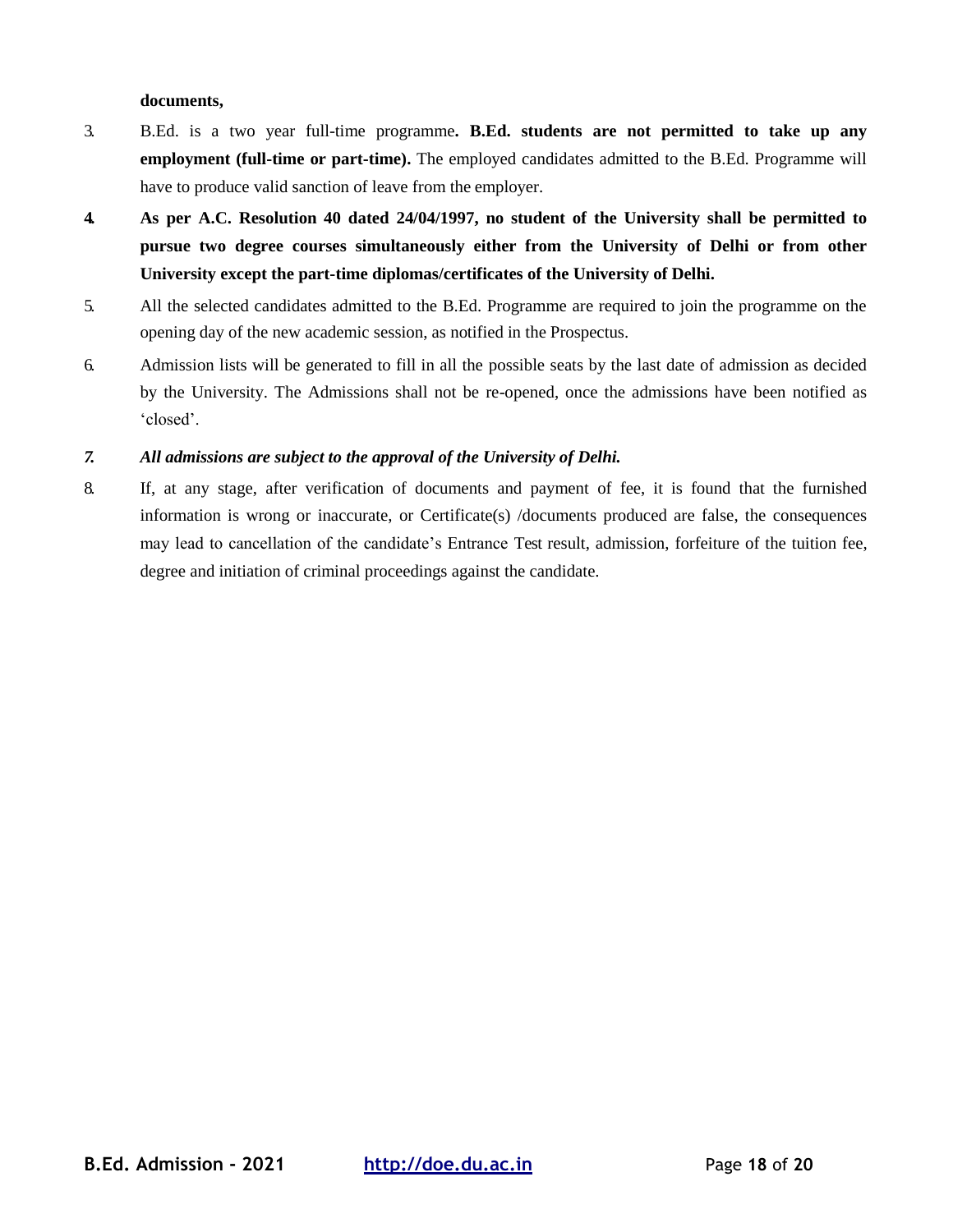**documents,**

3. B.Ed. is a two year full-time programme**. B.Ed. students are not permitted to take up any employment (full-time or part-time).** The employed candidates admitted to the B.Ed. Programme will have to produce valid sanction of leave from the employer.

4. **As per A.C. Resolution 40 dated 24/04/1997, no student of the University shall be permitted to pursue two degree courses simultaneously either from the University of Delhi or from other University except the part-time diplomas/certificates of the University of Delhi.**

5. All the selected candidates admitted to the B.Ed. Programme are required to join the programme on the opening day of the new academic session, as notified in the Prospectus.

6. Admission lists will be generated to fill in all the possible seats by the last date of admission as decided by the University. The Admissions shall not be re-opened, once the admissions have been notified as 'closed'.

7. ***All admissions are subject to the approval of the University of Delhi.***

8. If, at any stage, after verification of documents and payment of fee, it is found that the furnished information is wrong or inaccurate, or Certificate(s) /documents produced are false, the consequences may lead to cancellation of the candidate's Entrance Test result, admission, forfeiture of the tuition fee, degree and initiation of criminal proceedings against the candidate.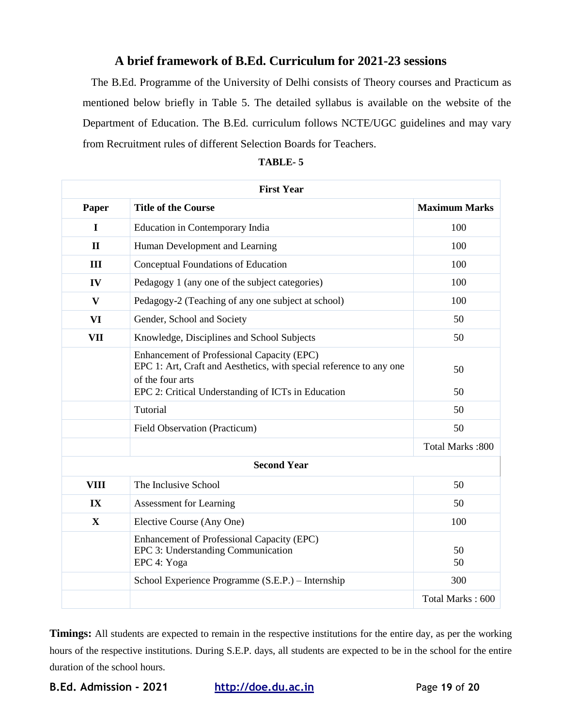## A brief framework of B.Ed. Curriculum for 2021-23 sessions

The B.Ed. Programme of the University of Delhi consists of Theory courses and Practicum as mentioned below briefly in Table 5. The detailed syllabus is available on the website of the Department of Education. The B.Ed. curriculum follows NCTE/UGC guidelines and may vary from Recruitment rules of different Selection Boards for Teachers.

**TABLE- 5**

| **First Year** | | |
|---|---|---|
| **Paper** | **Title of the Course** | **Maximum Marks** |
| **I** | Education in Contemporary India | 100 |
| **II** | Human Development and Learning | 100 |
| **III** | Conceptual Foundations of Education | 100 |
| **IV** | Pedagogy 1 (any one of the subject categories) | 100 |
| **V** | Pedagogy-2 (Teaching of any one subject at school) | 100 |
| **VI** | Gender, School and Society | 50 |
| **VII** | Knowledge, Disciplines and School Subjects | 50 |
| | Enhancement of Professional Capacity (EPC)<br>EPC 1: Art, Craft and Aesthetics, with special reference to any one of the four arts<br>EPC 2: Critical Understanding of ICTs in Education | 50<br>50 |
| | Tutorial | 50 |
| | Field Observation (Practicum) | 50 |
| | | Total Marks :800 |
| **Second Year** | | |
| **VIII** | The Inclusive School | 50 |
| **IX** | Assessment for Learning | 50 |
| **X** | Elective Course (Any One) | 100 |
| | Enhancement of Professional Capacity (EPC)<br>EPC 3: Understanding Communication<br>EPC 4: Yoga | 50<br>50 |
| | School Experience Programme (S.E.P.) – Internship | 300 |
| | | Total Marks : 600 |

**Timings:** All students are expected to remain in the respective institutions for the entire day, as per the working hours of the respective institutions. During S.E.P. days, all students are expected to be in the school for the entire duration of the school hours.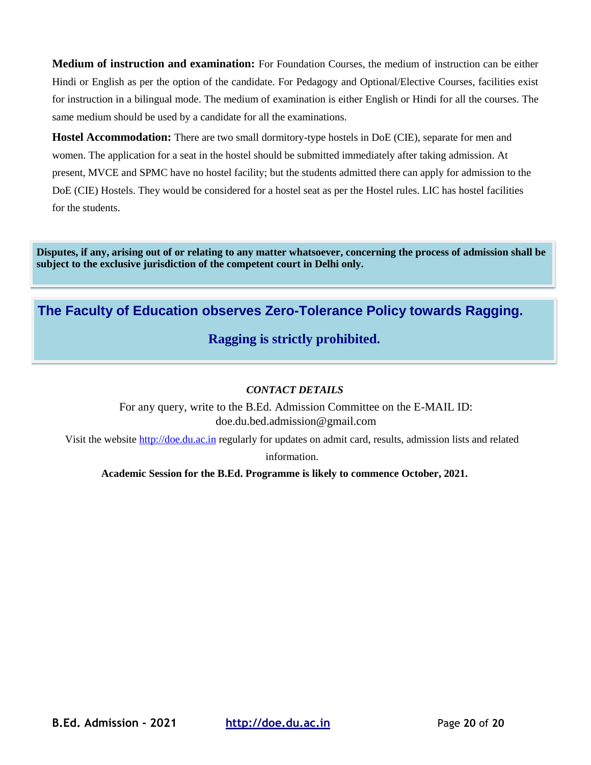**Medium of instruction and examination:** For Foundation Courses, the medium of instruction can be either Hindi or English as per the option of the candidate. For Pedagogy and Optional/Elective Courses, facilities exist for instruction in a bilingual mode. The medium of examination is either English or Hindi for all the courses. The same medium should be used by a candidate for all the examinations.

**Hostel Accommodation:** There are two small dormitory-type hostels in DoE (CIE), separate for men and women. The application for a seat in the hostel should be submitted immediately after taking admission. At present, MVCE and SPMC have no hostel facility; but the students admitted there can apply for admission to the DoE (CIE) Hostels. They would be considered for a hostel seat as per the Hostel rules. LIC has hostel facilities for the students.

**Disputes, if any, arising out of or relating to any matter whatsoever, concerning the process of admission shall be subject to the exclusive jurisdiction of the competent court in Delhi only.**

**The Faculty of Education observes Zero-Tolerance Policy towards Ragging.**

**Ragging is strictly prohibited.**

***CONTACT DETAILS***

For any query, write to the B.Ed. Admission Committee on the E-MAIL ID: doe.du.bed.admission@gmail.com

Visit the website http://doe.du.ac.in regularly for updates on admit card, results, admission lists and related information.

**Academic Session for the B.Ed. Programme is likely to commence October, 2021.**